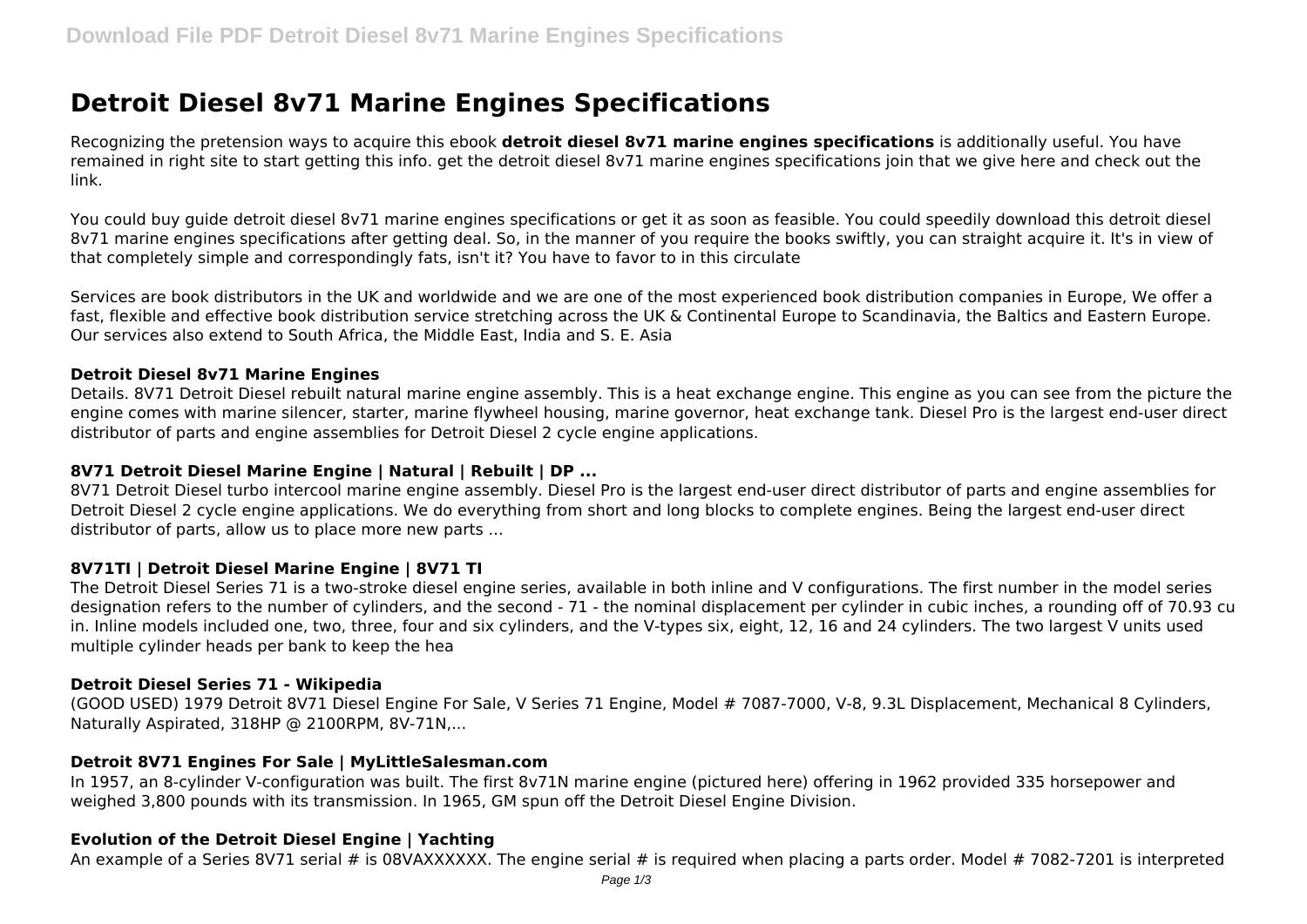# Detroit Diesel 8v71 Marine Engines Specifications

Recognizing the pretension ways to acquire this ebook **detroit diesel 8v71 marine engines specifications** is additionally useful. You have remained in right site to start getting this info. get the detroit diesel 8v71 marine engines specifications join that we give here and check out the link.

You could buy guide detroit diesel 8v71 marine engines specifications or get it as soon as feasible. You could speedily download this detroit diesel 8v71 marine engines specifications after getting deal. So, in the manner of you require the books swiftly, you can straight acquire it. It's in view of that completely simple and correspondingly fats, isn't it? You have to favor to in this circulate

Services are book distributors in the UK and worldwide and we are one of the most experienced book distribution companies in Europe, We offer a fast, flexible and effective book distribution service stretching across the UK & Continental Europe to Scandinavia, the Baltics and Eastern Europe. Our services also extend to South Africa, the Middle East, India and S. E. Asia

### Detroit Diesel 8v71 Marine Engines

Details. 8V71 Detroit Diesel rebuilt natural marine engine assembly. This is a heat exchange engine. This engine as you can see from the picture the engine comes with marine silencer, starter, marine flywheel housing, marine governor, heat exchange tank. Diesel Pro is the largest end-user direct distributor of parts and engine assemblies for Detroit Diesel 2 cycle engine applications.

### 8V71 Detroit Diesel Marine Engine | Natural | Rebuilt | DP ...

8V71 Detroit Diesel turbo intercool marine engine assembly. Diesel Pro is the largest end-user direct distributor of parts and engine assemblies for Detroit Diesel 2 cycle engine applications. We do everything from short and long blocks to complete engines. Being the largest end-user direct distributor of parts, allow us to place more new parts ...

### 8V71TI | Detroit Diesel Marine Engine | 8V71 TI

The Detroit Diesel Series 71 is a two-stroke diesel engine series, available in both inline and V configurations. The first number in the model series designation refers to the number of cylinders, and the second - 71 - the nominal displacement per cylinder in cubic inches, a rounding off of 70.93 cu in. Inline models included one, two, three, four and six cylinders, and the V-types six, eight, 12, 16 and 24 cylinders. The two largest V units used multiple cylinder heads per bank to keep the hea

### Detroit Diesel Series 71 - Wikipedia

(GOOD USED) 1979 Detroit 8V71 Diesel Engine For Sale, V Series 71 Engine, Model # 7087-7000, V-8, 9.3L Displacement, Mechanical 8 Cylinders, Naturally Aspirated, 318HP @ 2100RPM, 8V-71N,...

### Detroit 8V71 Engines For Sale | MyLittleSalesman.com

In 1957, an 8-cylinder V-configuration was built. The first 8v71N marine engine (pictured here) offering in 1962 provided 335 horsepower and weighed 3,800 pounds with its transmission. In 1965, GM spun off the Detroit Diesel Engine Division.

### Evolution of the Detroit Diesel Engine | Yachting

An example of a Series 8V71 serial # is 08VAXXXXXX. The engine serial # is required when placing a parts order. Model # 7082-7201 is interpreted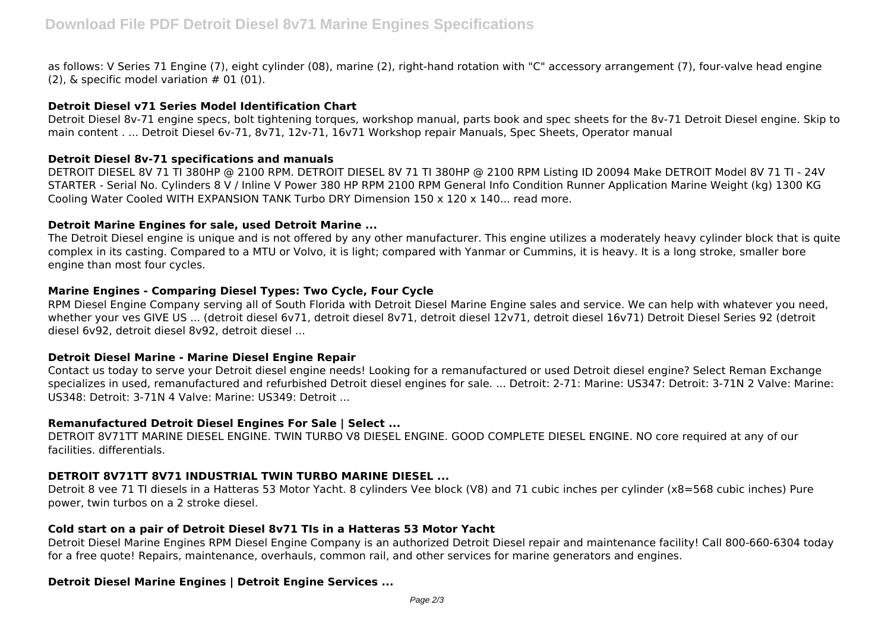as follows: V Series 71 Engine (7), eight cylinder (08), marine (2), right-hand rotation with "C" accessory arrangement (7), four-valve head engine (2), & specific model variation # 01 (01).

**Detroit Diesel v71 Series Model Identification Chart**

Detroit Diesel 8v-71 engine specs, bolt tightening torques, workshop manual, parts book and spec sheets for the 8v-71 Detroit Diesel engine. Skip to main content . ... Detroit Diesel 6v-71, 8v71, 12v-71, 16v71 Workshop repair Manuals, Spec Sheets, Operator manual

**Detroit Diesel 8v-71 specifications and manuals**

DETROIT DIESEL 8V 71 TI 380HP @ 2100 RPM. DETROIT DIESEL 8V 71 TI 380HP @ 2100 RPM Listing ID 20094 Make DETROIT Model 8V 71 TI - 24V STARTER - Serial No. Cylinders 8 V / Inline V Power 380 HP RPM 2100 RPM General Info Condition Runner Application Marine Weight (kg) 1300 KG Cooling Water Cooled WITH EXPANSION TANK Turbo DRY Dimension 150 x 120 x 140... read more.

**Detroit Marine Engines for sale, used Detroit Marine ...**

The Detroit Diesel engine is unique and is not offered by any other manufacturer. This engine utilizes a moderately heavy cylinder block that is quite complex in its casting. Compared to a MTU or Volvo, it is light; compared with Yanmar or Cummins, it is heavy. It is a long stroke, smaller bore engine than most four cycles.

**Marine Engines - Comparing Diesel Types: Two Cycle, Four Cycle**

RPM Diesel Engine Company serving all of South Florida with Detroit Diesel Marine Engine sales and service. We can help with whatever you need, whether your ves GIVE US ... (detroit diesel 6v71, detroit diesel 8v71, detroit diesel 12v71, detroit diesel 16v71) Detroit Diesel Series 92 (detroit diesel 6v92, detroit diesel 8v92, detroit diesel ...

**Detroit Diesel Marine - Marine Diesel Engine Repair**

Contact us today to serve your Detroit diesel engine needs! Looking for a remanufactured or used Detroit diesel engine? Select Reman Exchange specializes in used, remanufactured and refurbished Detroit diesel engines for sale. ... Detroit: 2-71: Marine: US347: Detroit: 3-71N 2 Valve: Marine: US348: Detroit: 3-71N 4 Valve: Marine: US349: Detroit ...

**Remanufactured Detroit Diesel Engines For Sale | Select ...**

DETROIT 8V71TT MARINE DIESEL ENGINE. TWIN TURBO V8 DIESEL ENGINE. GOOD COMPLETE DIESEL ENGINE. NO core required at any of our facilities. differentials.

**DETROIT 8V71TT 8V71 INDUSTRIAL TWIN TURBO MARINE DIESEL ...**

Detroit 8 vee 71 TI diesels in a Hatteras 53 Motor Yacht. 8 cylinders Vee block (V8) and 71 cubic inches per cylinder (x8=568 cubic inches) Pure power, twin turbos on a 2 stroke diesel.

**Cold start on a pair of Detroit Diesel 8v71 TIs in a Hatteras 53 Motor Yacht**

Detroit Diesel Marine Engines RPM Diesel Engine Company is an authorized Detroit Diesel repair and maintenance facility! Call 800-660-6304 today for a free quote! Repairs, maintenance, overhauls, common rail, and other services for marine generators and engines.

**Detroit Diesel Marine Engines | Detroit Engine Services ...**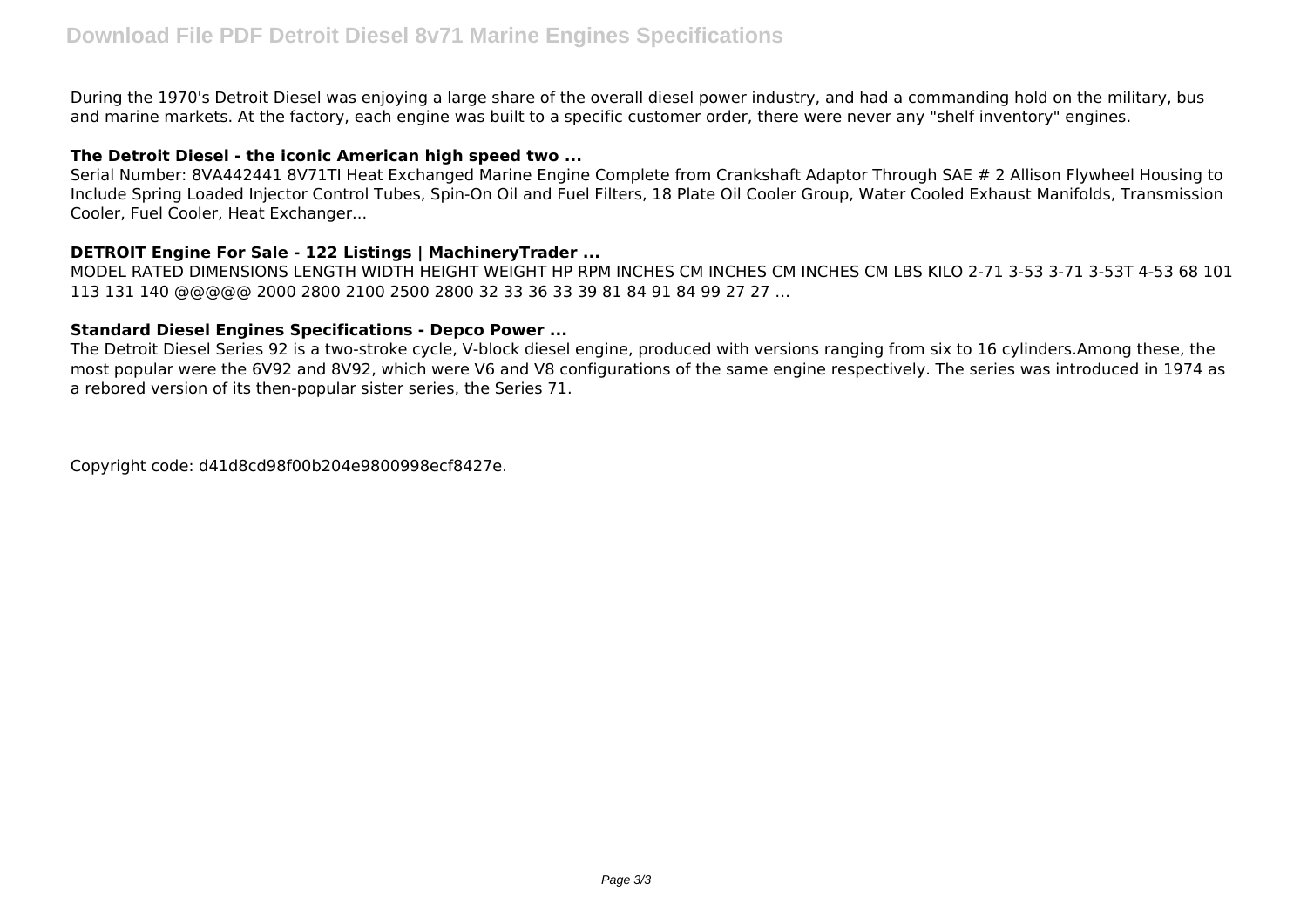During the 1970's Detroit Diesel was enjoying a large share of the overall diesel power industry, and had a commanding hold on the military, bus and marine markets. At the factory, each engine was built to a specific customer order, there were never any "shelf inventory" engines.

**The Detroit Diesel - the iconic American high speed two ...**

Serial Number: 8VA442441 8V71TI Heat Exchanged Marine Engine Complete from Crankshaft Adaptor Through SAE # 2 Allison Flywheel Housing to Include Spring Loaded Injector Control Tubes, Spin-On Oil and Fuel Filters, 18 Plate Oil Cooler Group, Water Cooled Exhaust Manifolds, Transmission Cooler, Fuel Cooler, Heat Exchanger...

**DETROIT Engine For Sale - 122 Listings | MachineryTrader ...**

MODEL RATED DIMENSIONS LENGTH WIDTH HEIGHT WEIGHT HP RPM INCHES CM INCHES CM INCHES CM LBS KILO 2-71 3-53 3-71 3-53T 4-53 68 101 113 131 140 @@@@@ 2000 2800 2100 2500 2800 32 33 36 33 39 81 84 91 84 99 27 27 ...

**Standard Diesel Engines Specifications - Depco Power ...**

The Detroit Diesel Series 92 is a two-stroke cycle, V-block diesel engine, produced with versions ranging from six to 16 cylinders.Among these, the most popular were the 6V92 and 8V92, which were V6 and V8 configurations of the same engine respectively. The series was introduced in 1974 as a rebored version of its then-popular sister series, the Series 71.

Copyright code: d41d8cd98f00b204e9800998ecf8427e.